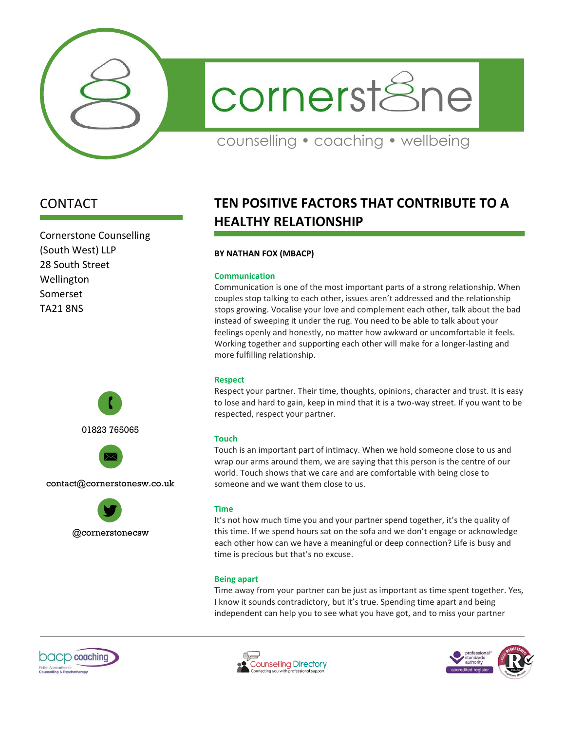cornerstone

counselling • coaching • wellbeing

## CONTACT

Cornerstone Counselling
(South West) LLP
28 South Street
Wellington
Somerset
TA21 8NS

01823 765065

contact@cornerstonesw.co.uk

@cornerstonecsw

# TEN POSITIVE FACTORS THAT CONTRIBUTE TO A HEALTHY RELATIONSHIP

**BY NATHAN FOX (MBACP)**

### Communication

Communication is one of the most important parts of a strong relationship. When couples stop talking to each other, issues aren't addressed and the relationship stops growing. Vocalise your love and complement each other, talk about the bad instead of sweeping it under the rug. You need to be able to talk about your feelings openly and honestly, no matter how awkward or uncomfortable it feels. Working together and supporting each other will make for a longer-lasting and more fulfilling relationship.

### Respect

Respect your partner. Their time, thoughts, opinions, character and trust. It is easy to lose and hard to gain, keep in mind that it is a two-way street. If you want to be respected, respect your partner.

### Touch

Touch is an important part of intimacy. When we hold someone close to us and wrap our arms around them, we are saying that this person is the centre of our world. Touch shows that we care and are comfortable with being close to someone and we want them close to us.

### Time

It's not how much time you and your partner spend together, it's the quality of this time. If we spend hours sat on the sofa and we don't engage or acknowledge each other how can we have a meaningful or deep connection? Life is busy and time is precious but that's no excuse.

### Being apart

Time away from your partner can be just as important as time spent together. Yes, I know it sounds contradictory, but it's true. Spending time apart and being independent can help you to see what you have got, and to miss your partner

bacp coaching — British Association for Counselling & Psychotherapy

Counselling Directory — Connecting you with professional support

professional standards authority — accredited register

Registered Member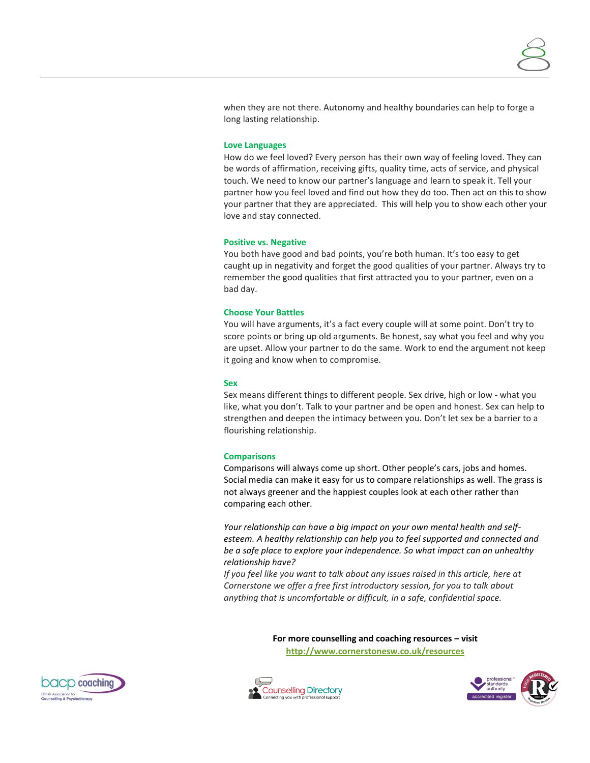when they are not there. Autonomy and healthy boundaries can help to forge a long lasting relationship.

### Love Languages

How do we feel loved? Every person has their own way of feeling loved. They can be words of affirmation, receiving gifts, quality time, acts of service, and physical touch. We need to know our partner's language and learn to speak it. Tell your partner how you feel loved and find out how they do too. Then act on this to show your partner that they are appreciated. This will help you to show each other your love and stay connected.

### Positive vs. Negative

You both have good and bad points, you're both human. It's too easy to get caught up in negativity and forget the good qualities of your partner. Always try to remember the good qualities that first attracted you to your partner, even on a bad day.

### Choose Your Battles

You will have arguments, it's a fact every couple will at some point. Don't try to score points or bring up old arguments. Be honest, say what you feel and why you are upset. Allow your partner to do the same. Work to end the argument not keep it going and know when to compromise.

### Sex

Sex means different things to different people. Sex drive, high or low - what you like, what you don't. Talk to your partner and be open and honest. Sex can help to strengthen and deepen the intimacy between you. Don't let sex be a barrier to a flourishing relationship.

### Comparisons

Comparisons will always come up short. Other people's cars, jobs and homes. Social media can make it easy for us to compare relationships as well. The grass is not always greener and the happiest couples look at each other rather than comparing each other.

*Your relationship can have a big impact on your own mental health and self-esteem. A healthy relationship can help you to feel supported and connected and be a safe place to explore your independence. So what impact can an unhealthy relationship have?*
*If you feel like you want to talk about any issues raised in this article, here at Cornerstone we offer a free first introductory session, for you to talk about anything that is uncomfortable or difficult, in a safe, confidential space.*

**For more counselling and coaching resources – visit**
**http://www.cornerstonesw.co.uk/resources**